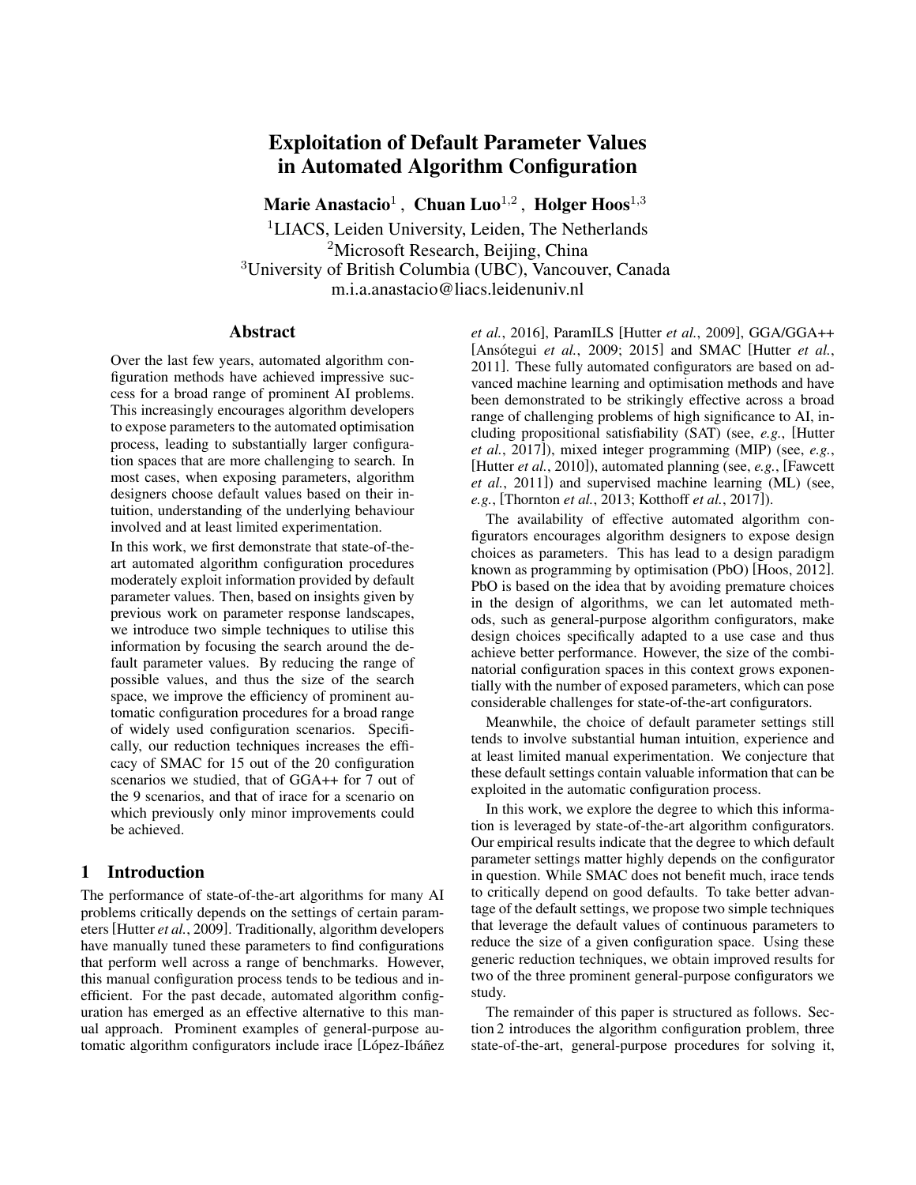# Exploitation of Default Parameter Values in Automated Algorithm Configuration

**Marie Anastacio**[1], **Chuan Luo**[1,2], **Holger Hoos**[1,3]

[1]LIACS, Leiden University, Leiden, The Netherlands
[2]Microsoft Research, Beijing, China
[3]University of British Columbia (UBC), Vancouver, Canada
m.i.a.anastacio@liacs.leidenuniv.nl

## Abstract

Over the last few years, automated algorithm configuration methods have achieved impressive success for a broad range of prominent AI problems. This increasingly encourages algorithm developers to expose parameters to the automated optimisation process, leading to substantially larger configuration spaces that are more challenging to search. In most cases, when exposing parameters, algorithm designers choose default values based on their intuition, understanding of the underlying behaviour involved and at least limited experimentation.

In this work, we first demonstrate that state-of-the-art automated algorithm configuration procedures moderately exploit information provided by default parameter values. Then, based on insights given by previous work on parameter response landscapes, we introduce two simple techniques to utilise this information by focusing the search around the default parameter values. By reducing the range of possible values, and thus the size of the search space, we improve the efficiency of prominent automatic configuration procedures for a broad range of widely used configuration scenarios. Specifically, our reduction techniques increases the efficacy of SMAC for 15 out of the 20 configuration scenarios we studied, that of GGA++ for 7 out of the 9 scenarios, and that of irace for a scenario on which previously only minor improvements could be achieved.

## 1 Introduction

The performance of state-of-the-art algorithms for many AI problems critically depends on the settings of certain parameters [Hutter *et al.*, 2009]. Traditionally, algorithm developers have manually tuned these parameters to find configurations that perform well across a range of benchmarks. However, this manual configuration process tends to be tedious and inefficient. For the past decade, automated algorithm configuration has emerged as an effective alternative to this manual approach. Prominent examples of general-purpose automatic algorithm configurators include irace [López-Ibáñez *et al.*, 2016], ParamILS [Hutter *et al.*, 2009], GGA/GGA++ [Ansótegui *et al.*, 2009; 2015] and SMAC [Hutter *et al.*, 2011]. These fully automated configurators are based on advanced machine learning and optimisation methods and have been demonstrated to be strikingly effective across a broad range of challenging problems of high significance to AI, including propositional satisfiability (SAT) (see, *e.g.*, [Hutter *et al.*, 2017]), mixed integer programming (MIP) (see, *e.g.*, [Hutter *et al.*, 2010]), automated planning (see, *e.g.*, [Fawcett *et al.*, 2011]) and supervised machine learning (ML) (see, *e.g.*, [Thornton *et al.*, 2013; Kotthoff *et al.*, 2017]).

The availability of effective automated algorithm configurators encourages algorithm designers to expose design choices as parameters. This has lead to a design paradigm known as programming by optimisation (PbO) [Hoos, 2012]. PbO is based on the idea that by avoiding premature choices in the design of algorithms, we can let automated methods, such as general-purpose algorithm configurators, make design choices specifically adapted to a use case and thus achieve better performance. However, the size of the combinatorial configuration spaces in this context grows exponentially with the number of exposed parameters, which can pose considerable challenges for state-of-the-art configurators.

Meanwhile, the choice of default parameter settings still tends to involve substantial human intuition, experience and at least limited manual experimentation. We conjecture that these default settings contain valuable information that can be exploited in the automatic configuration process.

In this work, we explore the degree to which this information is leveraged by state-of-the-art algorithm configurators. Our empirical results indicate that the degree to which default parameter settings matter highly depends on the configurator in question. While SMAC does not benefit much, irace tends to critically depend on good defaults. To take better advantage of the default settings, we propose two simple techniques that leverage the default values of continuous parameters to reduce the size of a given configuration space. Using these generic reduction techniques, we obtain improved results for two of the three prominent general-purpose configurators we study.

The remainder of this paper is structured as follows. Section 2 introduces the algorithm configuration problem, three state-of-the-art, general-purpose procedures for solving it,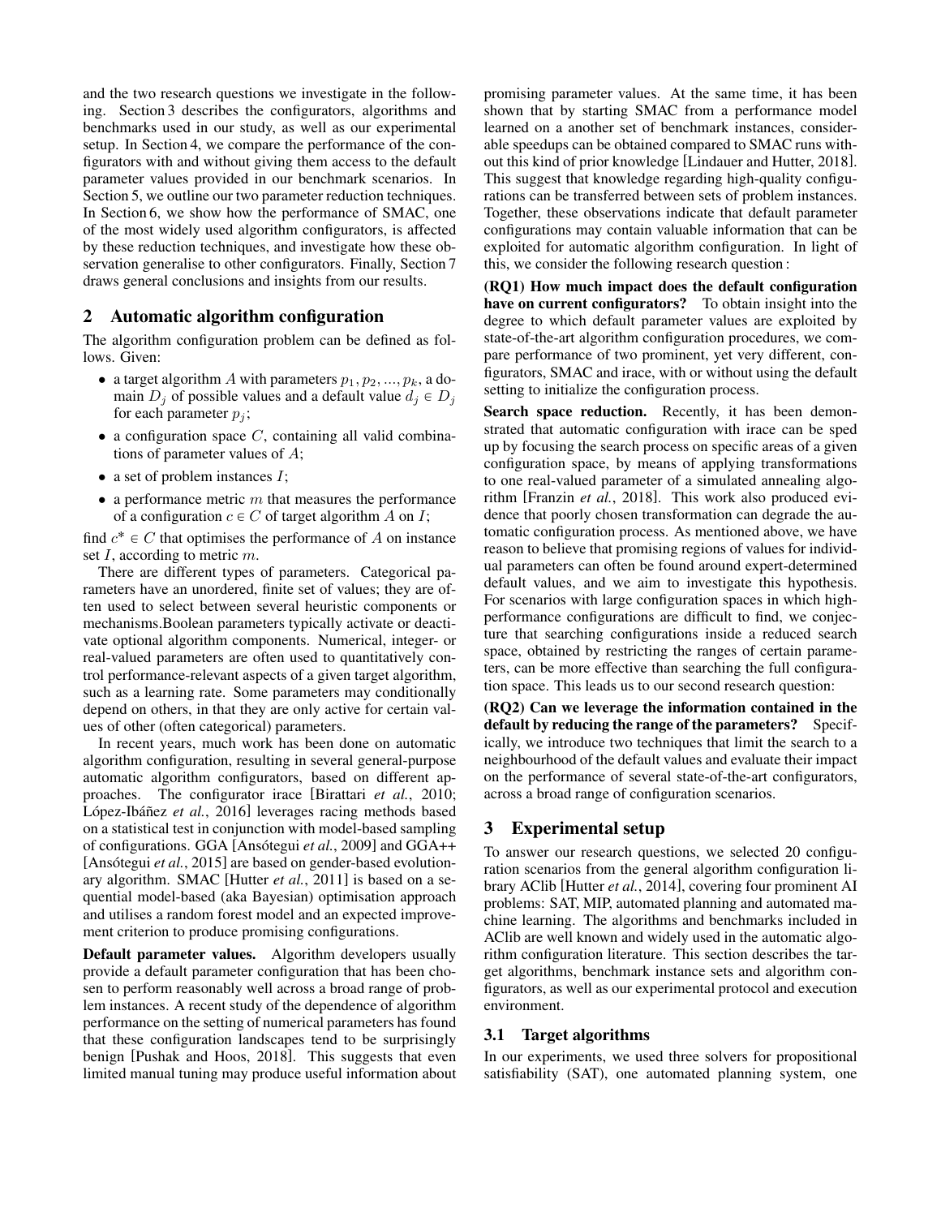and the two research questions we investigate in the following. Section 3 describes the configurators, algorithms and benchmarks used in our study, as well as our experimental setup. In Section 4, we compare the performance of the configurators with and without giving them access to the default parameter values provided in our benchmark scenarios. In Section 5, we outline our two parameter reduction techniques. In Section 6, we show how the performance of SMAC, one of the most widely used algorithm configurators, is affected by these reduction techniques, and investigate how these observation generalise to other configurators. Finally, Section 7 draws general conclusions and insights from our results.

## 2 Automatic algorithm configuration

The algorithm configuration problem can be defined as follows. Given:

- a target algorithm $A$ with parameters $p_1, p_2, ..., p_k$, a domain $D_j$ of possible values and a default value $d_j \in D_j$ for each parameter $p_j$;
- a configuration space $C$, containing all valid combinations of parameter values of $A$;
- a set of problem instances $I$;
- a performance metric $m$ that measures the performance of a configuration $c \in C$ of target algorithm $A$ on $I$;

find $c^* \in C$ that optimises the performance of $A$ on instance set $I$, according to metric $m$.

There are different types of parameters. Categorical parameters have an unordered, finite set of values; they are often used to select between several heuristic components or mechanisms.Boolean parameters typically activate or deactivate optional algorithm components. Numerical, integer- or real-valued parameters are often used to quantitatively control performance-relevant aspects of a given target algorithm, such as a learning rate. Some parameters may conditionally depend on others, in that they are only active for certain values of other (often categorical) parameters.

In recent years, much work has been done on automatic algorithm configuration, resulting in several general-purpose automatic algorithm configurators, based on different approaches. The configurator irace [Birattari *et al.*, 2010; López-Ibáñez *et al.*, 2016] leverages racing methods based on a statistical test in conjunction with model-based sampling of configurations. GGA [Ansótegui *et al.*, 2009] and GGA++ [Ansótegui *et al.*, 2015] are based on gender-based evolutionary algorithm. SMAC [Hutter *et al.*, 2011] is based on a sequential model-based (aka Bayesian) optimisation approach and utilises a random forest model and an expected improvement criterion to produce promising configurations.

**Default parameter values.** Algorithm developers usually provide a default parameter configuration that has been chosen to perform reasonably well across a broad range of problem instances. A recent study of the dependence of algorithm performance on the setting of numerical parameters has found that these configuration landscapes tend to be surprisingly benign [Pushak and Hoos, 2018]. This suggests that even limited manual tuning may produce useful information about promising parameter values. At the same time, it has been shown that by starting SMAC from a performance model learned on a another set of benchmark instances, considerable speedups can be obtained compared to SMAC runs without this kind of prior knowledge [Lindauer and Hutter, 2018]. This suggest that knowledge regarding high-quality configurations can be transferred between sets of problem instances. Together, these observations indicate that default parameter configurations may contain valuable information that can be exploited for automatic algorithm configuration. In light of this, we consider the following research question :

**(RQ1) How much impact does the default configuration have on current configurators?** To obtain insight into the degree to which default parameter values are exploited by state-of-the-art algorithm configuration procedures, we compare performance of two prominent, yet very different, configurators, SMAC and irace, with or without using the default setting to initialize the configuration process.

**Search space reduction.** Recently, it has been demonstrated that automatic configuration with irace can be sped up by focusing the search process on specific areas of a given configuration space, by means of applying transformations to one real-valued parameter of a simulated annealing algorithm [Franzin *et al.*, 2018]. This work also produced evidence that poorly chosen transformation can degrade the automatic configuration process. As mentioned above, we have reason to believe that promising regions of values for individual parameters can often be found around expert-determined default values, and we aim to investigate this hypothesis. For scenarios with large configuration spaces in which high-performance configurations are difficult to find, we conjecture that searching configurations inside a reduced search space, obtained by restricting the ranges of certain parameters, can be more effective than searching the full configuration space. This leads us to our second research question:

**(RQ2) Can we leverage the information contained in the default by reducing the range of the parameters?** Specifically, we introduce two techniques that limit the search to a neighbourhood of the default values and evaluate their impact on the performance of several state-of-the-art configurators, across a broad range of configuration scenarios.

## 3 Experimental setup

To answer our research questions, we selected 20 configuration scenarios from the general algorithm configuration library AClib [Hutter *et al.*, 2014], covering four prominent AI problems: SAT, MIP, automated planning and automated machine learning. The algorithms and benchmarks included in AClib are well known and widely used in the automatic algorithm configuration literature. This section describes the target algorithms, benchmark instance sets and algorithm configurators, as well as our experimental protocol and execution environment.

### 3.1 Target algorithms

In our experiments, we used three solvers for propositional satisfiability (SAT), one automated planning system, one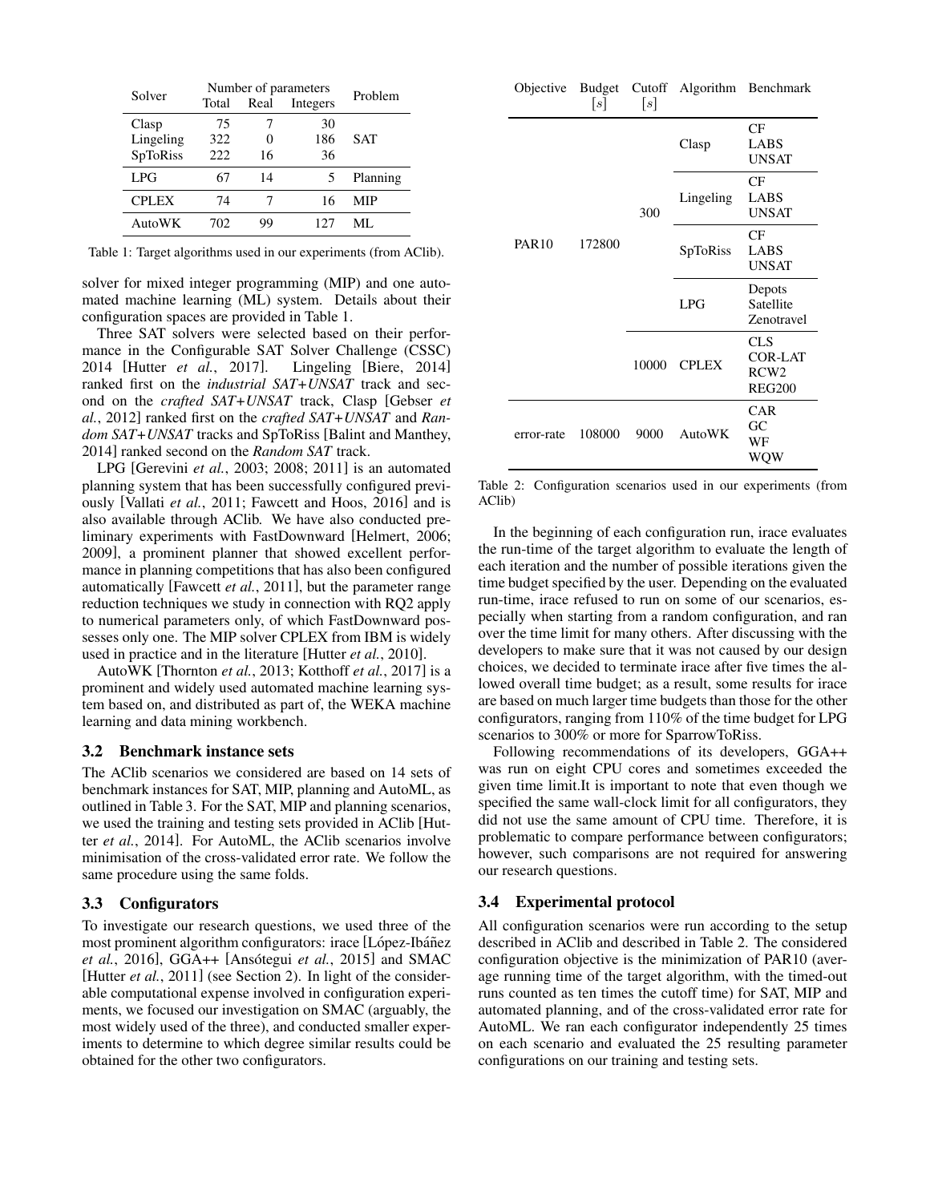| Solver | Number of parameters | | | Problem |
|---|---|---|---|---|
| | Total | Real | Integers | |
| Clasp | 75 | 7 | 30 | SAT |
| Lingeling | 322 | 0 | 186 | |
| SpToRiss | 222 | 16 | 36 | |
| LPG | 67 | 14 | 5 | Planning |
| CPLEX | 74 | 7 | 16 | MIP |
| AutoWK | 702 | 99 | 127 | ML |

Table 1: Target algorithms used in our experiments (from AClib).

solver for mixed integer programming (MIP) and one automated machine learning (ML) system. Details about their configuration spaces are provided in Table 1.

Three SAT solvers were selected based on their performance in the Configurable SAT Solver Challenge (CSSC) 2014 [Hutter *et al.*, 2017]. Lingeling [Biere, 2014] ranked first on the *industrial SAT+UNSAT* track and second on the *crafted SAT+UNSAT* track, Clasp [Gebser *et al.*, 2012] ranked first on the *crafted SAT+UNSAT* and *Random SAT+UNSAT* tracks and SpToRiss [Balint and Manthey, 2014] ranked second on the *Random SAT* track.

LPG [Gerevini *et al.*, 2003; 2008; 2011] is an automated planning system that has been successfully configured previously [Vallati *et al.*, 2011; Fawcett and Hoos, 2016] and is also available through AClib. We have also conducted preliminary experiments with FastDownward [Helmert, 2006; 2009], a prominent planner that showed excellent performance in planning competitions that has also been configured automatically [Fawcett *et al.*, 2011], but the parameter range reduction techniques we study in connection with RQ2 apply to numerical parameters only, of which FastDownward possesses only one. The MIP solver CPLEX from IBM is widely used in practice and in the literature [Hutter *et al.*, 2010].

AutoWK [Thornton *et al.*, 2013; Kotthoff *et al.*, 2017] is a prominent and widely used automated machine learning system based on, and distributed as part of, the WEKA machine learning and data mining workbench.

### 3.2 Benchmark instance sets

The AClib scenarios we considered are based on 14 sets of benchmark instances for SAT, MIP, planning and AutoML, as outlined in Table 3. For the SAT, MIP and planning scenarios, we used the training and testing sets provided in AClib [Hutter *et al.*, 2014]. For AutoML, the AClib scenarios involve minimisation of the cross-validated error rate. We follow the same procedure using the same folds.

### 3.3 Configurators

To investigate our research questions, we used three of the most prominent algorithm configurators: irace [López-Ibáñez *et al.*, 2016], GGA++ [Ansótegui *et al.*, 2015] and SMAC [Hutter *et al.*, 2011] (see Section 2). In light of the considerable computational expense involved in configuration experiments, we focused our investigation on SMAC (arguably, the most widely used of the three), and conducted smaller experiments to determine to which degree similar results could be obtained for the other two configurators.

| Objective | Budget $[s]$ | Cutoff $[s]$ | Algorithm | Benchmark |
|---|---|---|---|---|
| PAR10 | 172800 | 300 | Clasp | CF<br>LABS<br>UNSAT |
| | | | Lingeling | CF<br>LABS<br>UNSAT |
| | | | SpToRiss | CF<br>LABS<br>UNSAT |
| | | | LPG | Depots<br>Satellite<br>Zenotravel |
| | | 10000 | CPLEX | CLS<br>COR-LAT<br>RCW2<br>REG200 |
| error-rate | 108000 | 9000 | AutoWK | CAR<br>GC<br>WF<br>WQW |

Table 2: Configuration scenarios used in our experiments (from AClib)

In the beginning of each configuration run, irace evaluates the run-time of the target algorithm to evaluate the length of each iteration and the number of possible iterations given the time budget specified by the user. Depending on the evaluated run-time, irace refused to run on some of our scenarios, especially when starting from a random configuration, and ran over the time limit for many others. After discussing with the developers to make sure that it was not caused by our design choices, we decided to terminate irace after five times the allowed overall time budget; as a result, some results for irace are based on much larger time budgets than those for the other configurators, ranging from 110% of the time budget for LPG scenarios to 300% or more for SparrowToRiss.

Following recommendations of its developers, GGA++ was run on eight CPU cores and sometimes exceeded the given time limit.It is important to note that even though we specified the same wall-clock limit for all configurators, they did not use the same amount of CPU time. Therefore, it is problematic to compare performance between configurators; however, such comparisons are not required for answering our research questions.

### 3.4 Experimental protocol

All configuration scenarios were run according to the setup described in AClib and described in Table 2. The considered configuration objective is the minimization of PAR10 (average running time of the target algorithm, with the timed-out runs counted as ten times the cutoff time) for SAT, MIP and automated planning, and of the cross-validated error rate for AutoML. We ran each configurator independently 25 times on each scenario and evaluated the 25 resulting parameter configurations on our training and testing sets.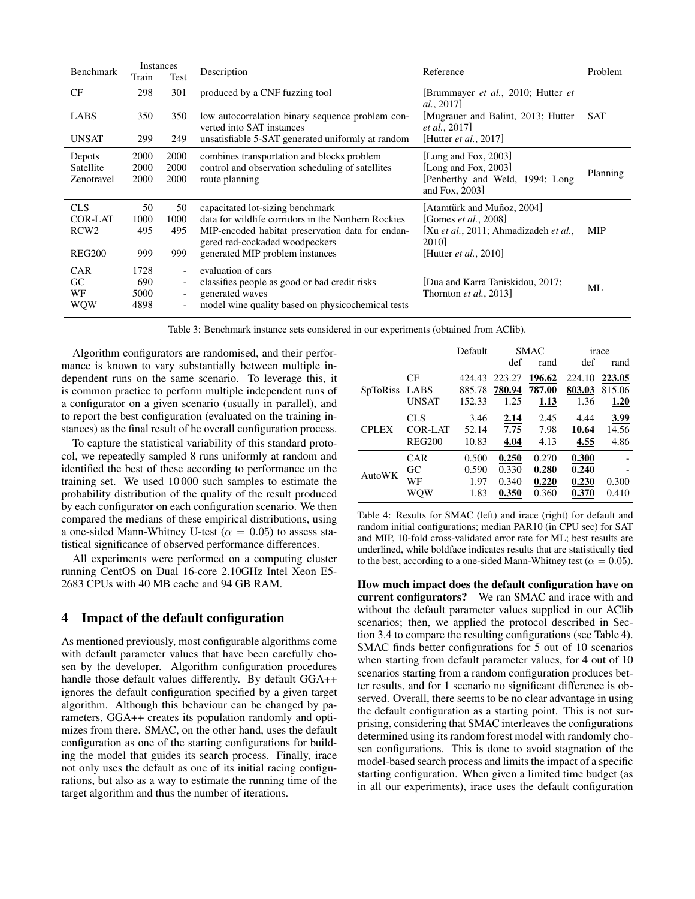| Benchmark | Instances Train | Instances Test | Description | Reference | Problem |
|---|---|---|---|---|---|
| CF | 298 | 301 | produced by a CNF fuzzing tool | [Brummayer *et al.*, 2010; Hutter *et al.*, 2017] | SAT |
| LABS | 350 | 350 | low autocorrelation binary sequence problem converted into SAT instances | [Mugrauer and Balint, 2013; Hutter *et al.*, 2017] | SAT |
| UNSAT | 299 | 249 | unsatisfiable 5-SAT generated uniformly at random | [Hutter *et al.*, 2017] | SAT |
| Depots | 2000 | 2000 | combines transportation and blocks problem | [Long and Fox, 2003] | Planning |
| Satellite | 2000 | 2000 | control and observation scheduling of satellites | [Long and Fox, 2003] | Planning |
| Zenotravel | 2000 | 2000 | route planning | [Penberthy and Weld, 1994; Long and Fox, 2003] | Planning |
| CLS | 50 | 50 | capacitated lot-sizing benchmark | [Atamtürk and Muñoz, 2004] | MIP |
| COR-LAT | 1000 | 1000 | data for wildlife corridors in the Northern Rockies | [Gomes *et al.*, 2008] | MIP |
| RCW2 | 495 | 495 | MIP-encoded habitat preservation data for endangered red-cockaded woodpeckers | [Xu *et al.*, 2011; Ahmadizadeh *et al.*, 2010] | MIP |
| REG200 | 999 | 999 | generated MIP problem instances | [Hutter *et al.*, 2010] | MIP |
| CAR | 1728 | - | evaluation of cars | [Dua and Karra Taniskidou, 2017; Thornton *et al.*, 2013] | ML |
| GC | 690 | - | classifies people as good or bad credit risks | [Dua and Karra Taniskidou, 2017; Thornton *et al.*, 2013] | ML |
| WF | 5000 | - | generated waves | [Dua and Karra Taniskidou, 2017; Thornton *et al.*, 2013] | ML |
| WQW | 4898 | - | model wine quality based on physicochemical tests | [Dua and Karra Taniskidou, 2017; Thornton *et al.*, 2013] | ML |

Table 3: Benchmark instance sets considered in our experiments (obtained from AClib).

Algorithm configurators are randomised, and their performance is known to vary substantially between multiple independent runs on the same scenario. To leverage this, it is common practice to perform multiple independent runs of a configurator on a given scenario (usually in parallel), and to report the best configuration (evaluated on the training instances) as the final result of he overall configuration process.

To capture the statistical variability of this standard protocol, we repeatedly sampled 8 runs uniformly at random and identified the best of these according to performance on the training set. We used 10 000 such samples to estimate the probability distribution of the quality of the result produced by each configurator on each configuration scenario. We then compared the medians of these empirical distributions, using a one-sided Mann-Whitney U-test ($\alpha = 0.05$) to assess statistical significance of observed performance differences.

All experiments were performed on a computing cluster running CentOS on Dual 16-core 2.10GHz Intel Xeon E5-2683 CPUs with 40 MB cache and 94 GB RAM.

## 4 Impact of the default configuration

As mentioned previously, most configurable algorithms come with default parameter values that have been carefully chosen by the developer. Algorithm configuration procedures handle those default values differently. By default GGA++ ignores the default configuration specified by a given target algorithm. Although this behaviour can be changed by parameters, GGA++ creates its population randomly and optimizes from there. SMAC, on the other hand, uses the default configuration as one of the starting configurations for building the model that guides its search process. Finally, irace not only uses the default as one of its initial racing configurations, but also as a way to estimate the running time of the target algorithm and thus the number of iterations.

| | | Default | SMAC def | SMAC rand | irace def | irace rand |
|---|---|---|---|---|---|---|
| SpToRiss | CF | 424.43 | 223.27 | **<u>196.62</u>** | 224.10 | **223.05** |
| | LABS | 885.78 | **<u>780.94</u>** | **787.00** | **803.03** | 815.06 |
| | UNSAT | 152.33 | 1.25 | **<u>1.13</u>** | 1.36 | **<u>1.20</u>** |
| CPLEX | CLS | 3.46 | **<u>2.14</u>** | 2.45 | 4.44 | **<u>3.99</u>** |
| | COR-LAT | 52.14 | **<u>7.75</u>** | 7.98 | **<u>10.64</u>** | 14.56 |
| | REG200 | 10.83 | **<u>4.04</u>** | 4.13 | **<u>4.55</u>** | 4.86 |
| AutoWK | CAR | 0.500 | **<u>0.250</u>** | 0.270 | **<u>0.300</u>** | - |
| | GC | 0.590 | 0.330 | **<u>0.280</u>** | **<u>0.240</u>** | - |
| | WF | 1.97 | 0.340 | **<u>0.220</u>** | **<u>0.230</u>** | 0.300 |
| | WQW | 1.83 | **<u>0.350</u>** | 0.360 | **<u>0.370</u>** | 0.410 |

Table 4: Results for SMAC (left) and irace (right) for default and random initial configurations; median PAR10 (in CPU sec) for SAT and MIP, 10-fold cross-validated error rate for ML; best results are underlined, while boldface indicates results that are statistically tied to the best, according to a one-sided Mann-Whitney test ($\alpha = 0.05$).

**How much impact does the default configuration have on current configurators?** We ran SMAC and irace with and without the default parameter values supplied in our AClib scenarios; then, we applied the protocol described in Section 3.4 to compare the resulting configurations (see Table 4). SMAC finds better configurations for 5 out of 10 scenarios when starting from default parameter values, for 4 out of 10 scenarios starting from a random configuration produces better results, and for 1 scenario no significant difference is observed. Overall, there seems to be no clear advantage in using the default configuration as a starting point. This is not surprising, considering that SMAC interleaves the configurations determined using its random forest model with randomly chosen configurations. This is done to avoid stagnation of the model-based search process and limits the impact of a specific starting configuration. When given a limited time budget (as in all our experiments), irace uses the default configuration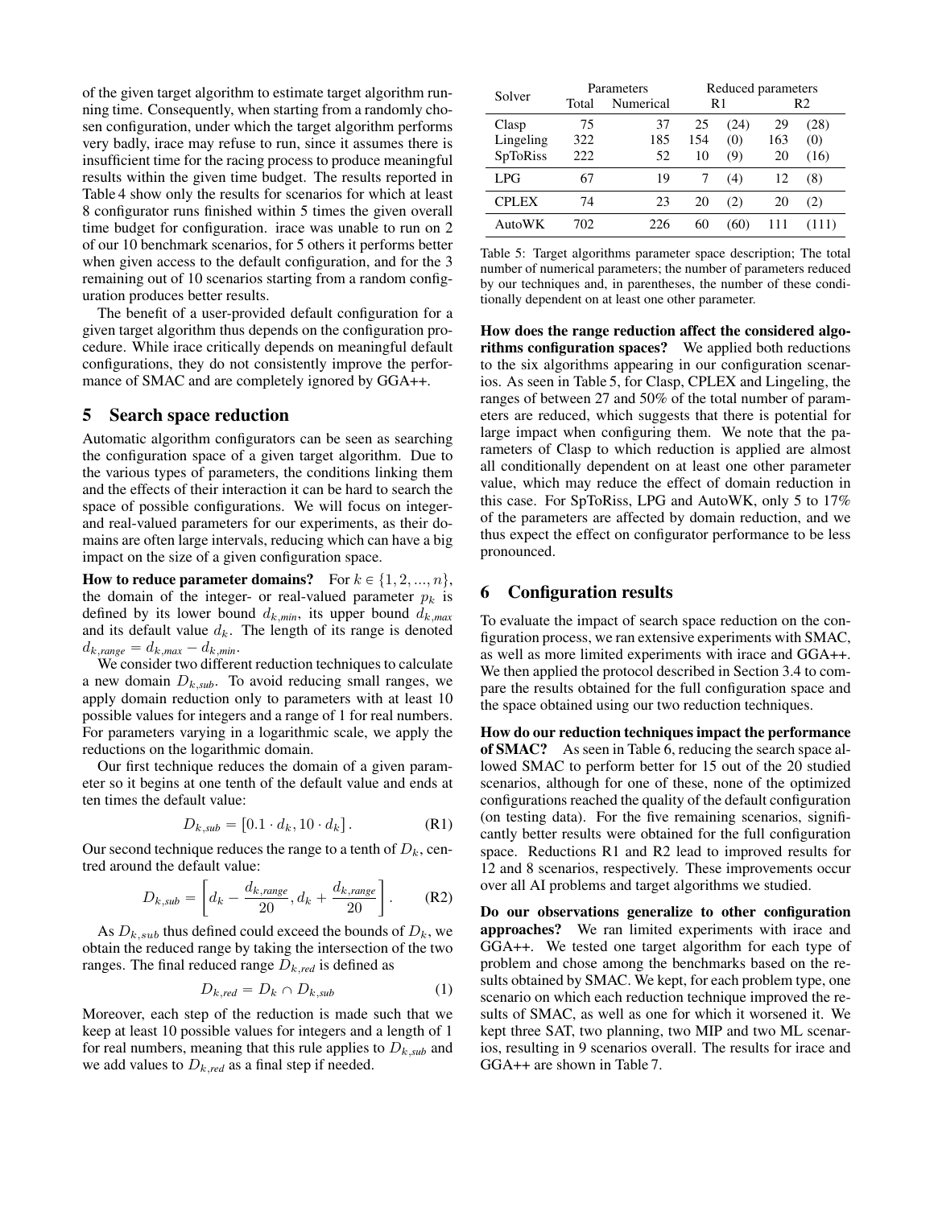of the given target algorithm to estimate target algorithm running time. Consequently, when starting from a randomly chosen configuration, under which the target algorithm performs very badly, irace may refuse to run, since it assumes there is insufficient time for the racing process to produce meaningful results within the given time budget. The results reported in Table 4 show only the results for scenarios for which at least 8 configurator runs finished within 5 times the given overall time budget for configuration. irace was unable to run on 2 of our 10 benchmark scenarios, for 5 others it performs better when given access to the default configuration, and for the 3 remaining out of 10 scenarios starting from a random configuration produces better results.

The benefit of a user-provided default configuration for a given target algorithm thus depends on the configuration procedure. While irace critically depends on meaningful default configurations, they do not consistently improve the performance of SMAC and are completely ignored by GGA++.

## 5 Search space reduction

Automatic algorithm configurators can be seen as searching the configuration space of a given target algorithm. Due to the various types of parameters, the conditions linking them and the effects of their interaction it can be hard to search the space of possible configurations. We will focus on integer- and real-valued parameters for our experiments, as their domains are often large intervals, reducing which can have a big impact on the size of a given configuration space.

**How to reduce parameter domains?** For $k \in \{1, 2, ..., n\}$, the domain of the integer- or real-valued parameter $p_k$ is defined by its lower bound $d_{k,min}$, its upper bound $d_{k,max}$ and its default value $d_k$. The length of its range is denoted $d_{k,range} = d_{k,max} - d_{k,min}$.

We consider two different reduction techniques to calculate a new domain $D_{k,sub}$. To avoid reducing small ranges, we apply domain reduction only to parameters with at least 10 possible values for integers and a range of 1 for real numbers. For parameters varying in a logarithmic scale, we apply the reductions on the logarithmic domain.

Our first technique reduces the domain of a given parameter so it begins at one tenth of the default value and ends at ten times the default value:

$$D_{k,sub} = [0.1 \cdot d_k, 10 \cdot d_k]. \quad \text{(R1)}$$

Our second technique reduces the range to a tenth of $D_k$, centred around the default value:

$$D_{k,sub} = \left[d_k - \frac{d_{k,range}}{20}, d_k + \frac{d_{k,range}}{20}\right]. \quad \text{(R2)}$$

As $D_{k,sub}$ thus defined could exceed the bounds of $D_k$, we obtain the reduced range by taking the intersection of the two ranges. The final reduced range $D_{k,red}$ is defined as

$$D_{k,red} = D_k \cap D_{k,sub} \quad (1)$$

Moreover, each step of the reduction is made such that we keep at least 10 possible values for integers and a length of 1 for real numbers, meaning that this rule applies to $D_{k,sub}$ and we add values to $D_{k,red}$ as a final step if needed.

| Solver | Parameters | | Reduced parameters | | | |
|---|---|---|---|---|---|---|
| | Total | Numerical | R1 | | R2 | |
| Clasp | 75 | 37 | 25 | (24) | 29 | (28) |
| Lingeling | 322 | 185 | 154 | (0) | 163 | (0) |
| SpToRiss | 222 | 52 | 10 | (9) | 20 | (16) |
| LPG | 67 | 19 | 7 | (4) | 12 | (8) |
| CPLEX | 74 | 23 | 20 | (2) | 20 | (2) |
| AutoWK | 702 | 226 | 60 | (60) | 111 | (111) |

Table 5: Target algorithms parameter space description; The total number of numerical parameters; the number of parameters reduced by our techniques and, in parentheses, the number of these conditionally dependent on at least one other parameter.

**How does the range reduction affect the considered algorithms configuration spaces?** We applied both reductions to the six algorithms appearing in our configuration scenarios. As seen in Table 5, for Clasp, CPLEX and Lingeling, the ranges of between 27 and 50% of the total number of parameters are reduced, which suggests that there is potential for large impact when configuring them. We note that the parameters of Clasp to which reduction is applied are almost all conditionally dependent on at least one other parameter value, which may reduce the effect of domain reduction in this case. For SpToRiss, LPG and AutoWK, only 5 to 17% of the parameters are affected by domain reduction, and we thus expect the effect on configurator performance to be less pronounced.

## 6 Configuration results

To evaluate the impact of search space reduction on the configuration process, we ran extensive experiments with SMAC, as well as more limited experiments with irace and GGA++. We then applied the protocol described in Section 3.4 to compare the results obtained for the full configuration space and the space obtained using our two reduction techniques.

**How do our reduction techniques impact the performance of SMAC?** As seen in Table 6, reducing the search space allowed SMAC to perform better for 15 out of the 20 studied scenarios, although for one of these, none of the optimized configurations reached the quality of the default configuration (on testing data). For the five remaining scenarios, significantly better results were obtained for the full configuration space. Reductions R1 and R2 lead to improved results for 12 and 8 scenarios, respectively. These improvements occur over all AI problems and target algorithms we studied.

**Do our observations generalize to other configuration approaches?** We ran limited experiments with irace and GGA++. We tested one target algorithm for each type of problem and chose among the benchmarks based on the results obtained by SMAC. We kept, for each problem type, one scenario on which each reduction technique improved the results of SMAC, as well as one for which it worsened it. We kept three SAT, two planning, two MIP and two ML scenarios, resulting in 9 scenarios overall. The results for irace and GGA++ are shown in Table 7.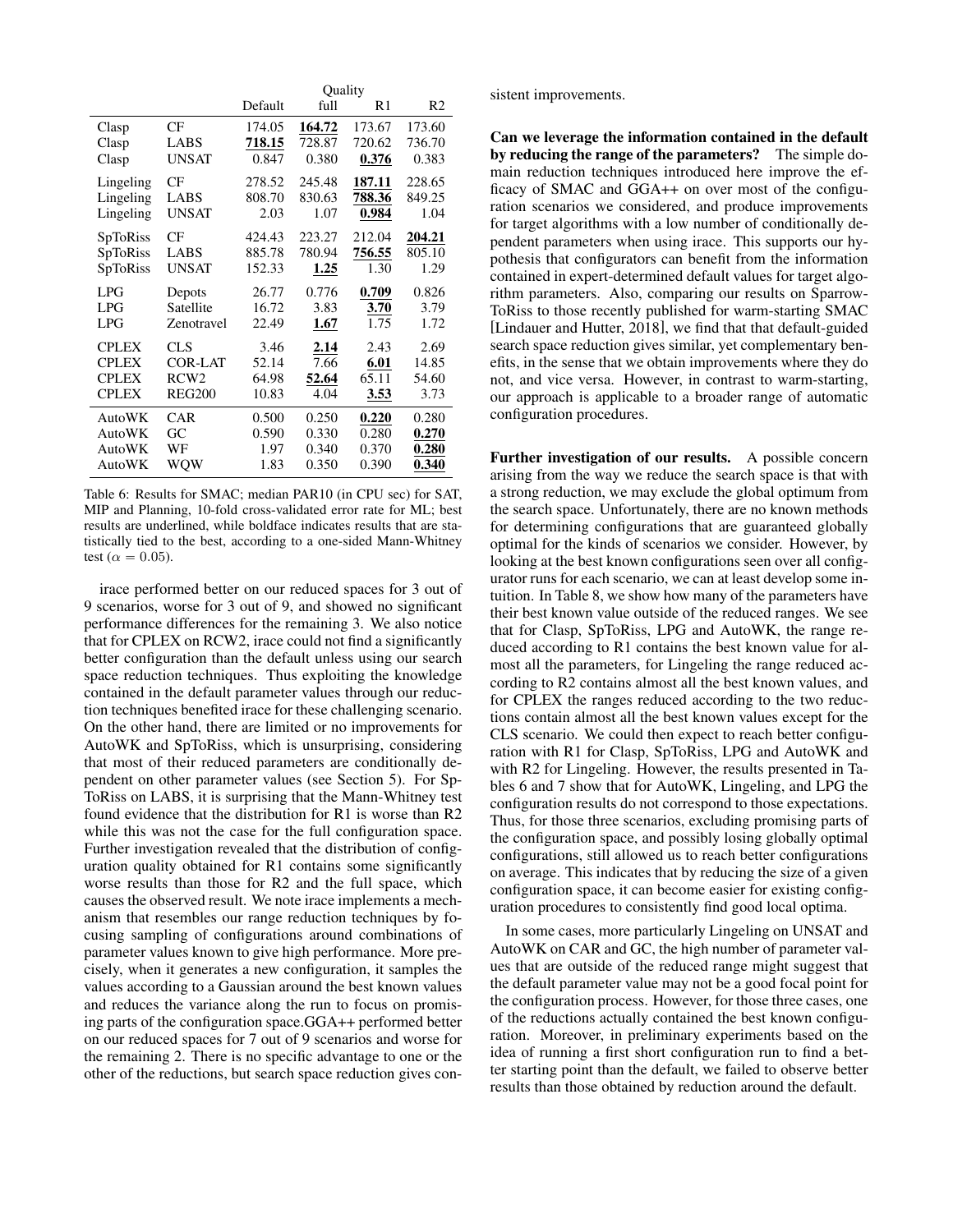| | | Quality | | | |
|---|---|---|---|---|---|
| | | Default | full | R1 | R2 |
| Clasp | CF | 174.05 | **164.72** | 173.67 | 173.60 |
| Clasp | LABS | **718.15** | 728.87 | 720.62 | 736.70 |
| Clasp | UNSAT | 0.847 | 0.380 | **0.376** | 0.383 |
| Lingeling | CF | 278.52 | 245.48 | **187.11** | 228.65 |
| Lingeling | LABS | 808.70 | 830.63 | **788.36** | 849.25 |
| Lingeling | UNSAT | 2.03 | 1.07 | **0.984** | 1.04 |
| SpToRiss | CF | 424.43 | 223.27 | 212.04 | **204.21** |
| SpToRiss | LABS | 885.78 | 780.94 | **756.55** | 805.10 |
| SpToRiss | UNSAT | 152.33 | **1.25** | 1.30 | 1.29 |
| LPG | Depots | 26.77 | 0.776 | **0.709** | 0.826 |
| LPG | Satellite | 16.72 | 3.83 | **3.70** | 3.79 |
| LPG | Zenotravel | 22.49 | **1.67** | 1.75 | 1.72 |
| CPLEX | CLS | 3.46 | **2.14** | 2.43 | 2.69 |
| CPLEX | COR-LAT | 52.14 | 7.66 | **6.01** | 14.85 |
| CPLEX | RCW2 | 64.98 | **52.64** | 65.11 | 54.60 |
| CPLEX | REG200 | 10.83 | 4.04 | **3.53** | 3.73 |
| AutoWK | CAR | 0.500 | 0.250 | **0.220** | 0.280 |
| AutoWK | GC | 0.590 | 0.330 | 0.280 | **0.270** |
| AutoWK | WF | 1.97 | 0.340 | 0.370 | **0.280** |
| AutoWK | WQW | 1.83 | 0.350 | 0.390 | **0.340** |

Table 6: Results for SMAC; median PAR10 (in CPU sec) for SAT, MIP and Planning, 10-fold cross-validated error rate for ML; best results are underlined, while boldface indicates results that are statistically tied to the best, according to a one-sided Mann-Whitney test ($\alpha = 0.05$).

irace performed better on our reduced spaces for 3 out of 9 scenarios, worse for 3 out of 9, and showed no significant performance differences for the remaining 3. We also notice that for CPLEX on RCW2, irace could not find a significantly better configuration than the default unless using our search space reduction techniques. Thus exploiting the knowledge contained in the default parameter values through our reduction techniques benefited irace for these challenging scenario. On the other hand, there are limited or no improvements for AutoWK and SpToRiss, which is unsurprising, considering that most of their reduced parameters are conditionally dependent on other parameter values (see Section 5). For SpToRiss on LABS, it is surprising that the Mann-Whitney test found evidence that the distribution for R1 is worse than R2 while this was not the case for the full configuration space. Further investigation revealed that the distribution of configuration quality obtained for R1 contains some significantly worse results than those for R2 and the full space, which causes the observed result. We note irace implements a mechanism that resembles our range reduction techniques by focusing sampling of configurations around combinations of parameter values known to give high performance. More precisely, when it generates a new configuration, it samples the values according to a Gaussian around the best known values and reduces the variance along the run to focus on promising parts of the configuration space.GGA++ performed better on our reduced spaces for 7 out of 9 scenarios and worse for the remaining 2. There is no specific advantage to one or the other of the reductions, but search space reduction gives consistent improvements.

**Can we leverage the information contained in the default by reducing the range of the parameters?** The simple domain reduction techniques introduced here improve the efficacy of SMAC and GGA++ on over most of the configuration scenarios we considered, and produce improvements for target algorithms with a low number of conditionally dependent parameters when using irace. This supports our hypothesis that configurators can benefit from the information contained in expert-determined default values for target algorithm parameters. Also, comparing our results on SparrowToRiss to those recently published for warm-starting SMAC [Lindauer and Hutter, 2018], we find that that default-guided search space reduction gives similar, yet complementary benefits, in the sense that we obtain improvements where they do not, and vice versa. However, in contrast to warm-starting, our approach is applicable to a broader range of automatic configuration procedures.

**Further investigation of our results.** A possible concern arising from the way we reduce the search space is that with a strong reduction, we may exclude the global optimum from the search space. Unfortunately, there are no known methods for determining configurations that are guaranteed globally optimal for the kinds of scenarios we consider. However, by looking at the best known configurations seen over all configurator runs for each scenario, we can at least develop some intuition. In Table 8, we show how many of the parameters have their best known value outside of the reduced ranges. We see that for Clasp, SpToRiss, LPG and AutoWK, the range reduced according to R1 contains the best known value for almost all the parameters, for Lingeling the range reduced according to R2 contains almost all the best known values, and for CPLEX the ranges reduced according to the two reductions contain almost all the best known values except for the CLS scenario. We could then expect to reach better configuration with R1 for Clasp, SpToRiss, LPG and AutoWK and with R2 for Lingeling. However, the results presented in Tables 6 and 7 show that for AutoWK, Lingeling, and LPG the configuration results do not correspond to those expectations. Thus, for those three scenarios, excluding promising parts of the configuration space, and possibly losing globally optimal configurations, still allowed us to reach better configurations on average. This indicates that by reducing the size of a given configuration space, it can become easier for existing configuration procedures to consistently find good local optima.

In some cases, more particularly Lingeling on UNSAT and AutoWK on CAR and GC, the high number of parameter values that are outside of the reduced range might suggest that the default parameter value may not be a good focal point for the configuration process. However, for those three cases, one of the reductions actually contained the best known configuration. Moreover, in preliminary experiments based on the idea of running a first short configuration run to find a better starting point than the default, we failed to observe better results than those obtained by reduction around the default.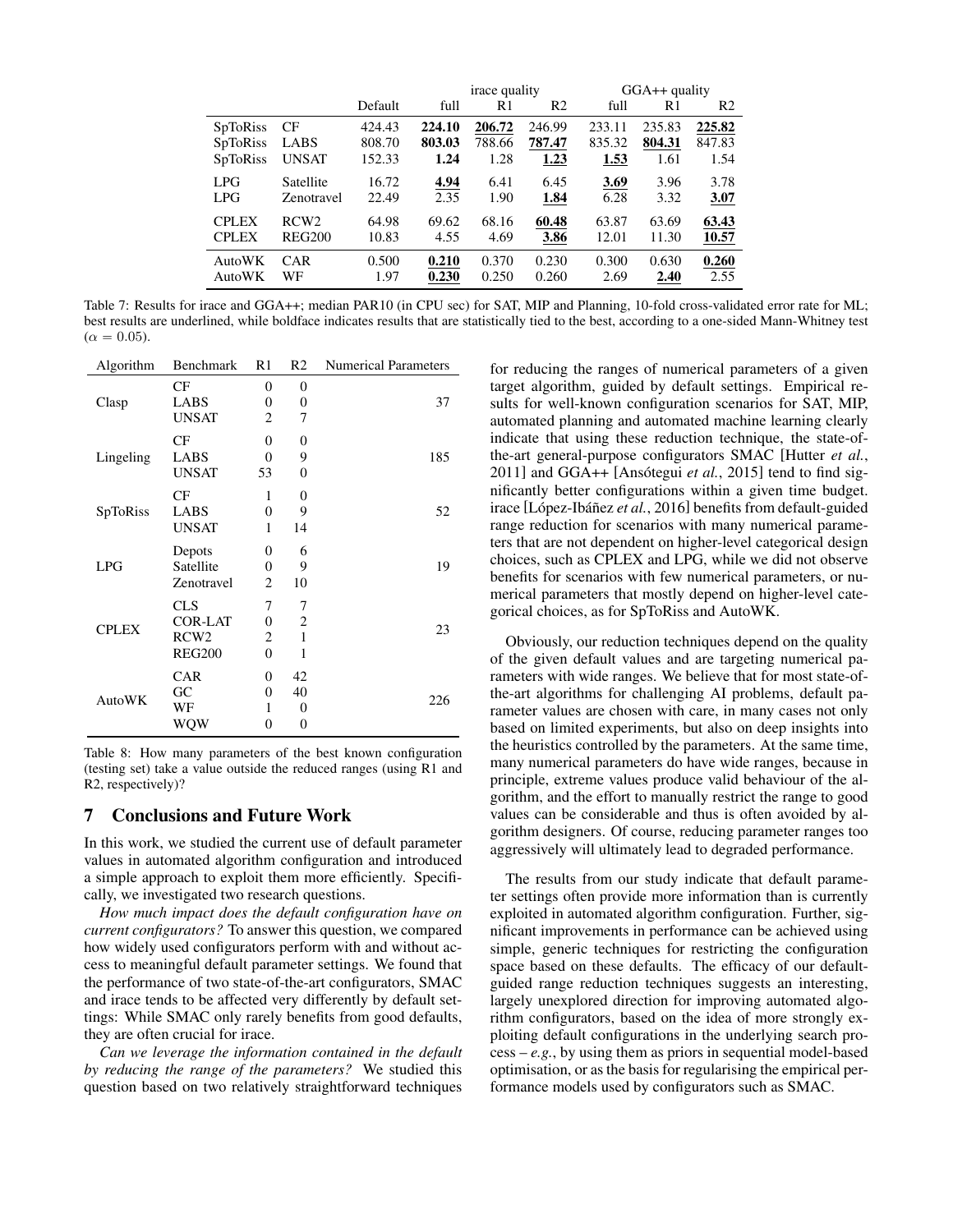| | | Default | irace quality | | | GGA++ quality | | |
|---|---|---|---|---|---|---|---|---|
| | | | full | R1 | R2 | full | R1 | R2 |
| SpToRiss | CF | 424.43 | **224.10** | **<u>206.72</u>** | 246.99 | 233.11 | 235.83 | **<u>225.82</u>** |
| SpToRiss | LABS | 808.70 | **803.03** | 788.66 | **<u>787.47</u>** | 835.32 | **<u>804.31</u>** | 847.83 |
| SpToRiss | UNSAT | 152.33 | **1.24** | 1.28 | **<u>1.23</u>** | **<u>1.53</u>** | 1.61 | 1.54 |
| LPG | Satellite | 16.72 | **<u>4.94</u>** | 6.41 | 6.45 | **<u>3.69</u>** | 3.96 | 3.78 |
| LPG | Zenotravel | 22.49 | 2.35 | 1.90 | **<u>1.84</u>** | 6.28 | 3.32 | **<u>3.07</u>** |
| CPLEX | RCW2 | 64.98 | 69.62 | 68.16 | **<u>60.48</u>** | 63.87 | 63.69 | **<u>63.43</u>** |
| CPLEX | REG200 | 10.83 | 4.55 | 4.69 | **<u>3.86</u>** | 12.01 | 11.30 | **<u>10.57</u>** |
| AutoWK | CAR | 0.500 | **<u>0.210</u>** | 0.370 | 0.230 | 0.300 | 0.630 | **<u>0.260</u>** |
| AutoWK | WF | 1.97 | **<u>0.230</u>** | 0.250 | 0.260 | 2.69 | **<u>2.40</u>** | 2.55 |

Table 7: Results for irace and GGA++; median PAR10 (in CPU sec) for SAT, MIP and Planning, 10-fold cross-validated error rate for ML; best results are underlined, while boldface indicates results that are statistically tied to the best, according to a one-sided Mann-Whitney test ($\alpha = 0.05$).

| Algorithm | Benchmark | R1 | R2 | Numerical Parameters |
|---|---|---|---|---|
| Clasp | CF | 0 | 0 | 37 |
| | LABS | 0 | 0 | |
| | UNSAT | 2 | 7 | |
| Lingeling | CF | 0 | 0 | 185 |
| | LABS | 0 | 9 | |
| | UNSAT | 53 | 0 | |
| SpToRiss | CF | 1 | 0 | 52 |
| | LABS | 0 | 9 | |
| | UNSAT | 1 | 14 | |
| LPG | Depots | 0 | 6 | 19 |
| | Satellite | 0 | 9 | |
| | Zenotravel | 2 | 10 | |
| CPLEX | CLS | 7 | 7 | 23 |
| | COR-LAT | 0 | 2 | |
| | RCW2 | 2 | 1 | |
| | REG200 | 0 | 1 | |
| AutoWK | CAR | 0 | 42 | 226 |
| | GC | 0 | 40 | |
| | WF | 1 | 0 | |
| | WQW | 0 | 0 | |

Table 8: How many parameters of the best known configuration (testing set) take a value outside the reduced ranges (using R1 and R2, respectively)?

## 7 Conclusions and Future Work

In this work, we studied the current use of default parameter values in automated algorithm configuration and introduced a simple approach to exploit them more efficiently. Specifically, we investigated two research questions.

*How much impact does the default configuration have on current configurators?* To answer this question, we compared how widely used configurators perform with and without access to meaningful default parameter settings. We found that the performance of two state-of-the-art configurators, SMAC and irace tends to be affected very differently by default settings: While SMAC only rarely benefits from good defaults, they are often crucial for irace.

*Can we leverage the information contained in the default by reducing the range of the parameters?* We studied this question based on two relatively straightforward techniques for reducing the ranges of numerical parameters of a given target algorithm, guided by default settings. Empirical results for well-known configuration scenarios for SAT, MIP, automated planning and automated machine learning clearly indicate that using these reduction technique, the state-of-the-art general-purpose configurators SMAC [Hutter *et al.*, 2011] and GGA++ [Ansótegui *et al.*, 2015] tend to find significantly better configurations within a given time budget. irace [López-Ibáñez *et al.*, 2016] benefits from default-guided range reduction for scenarios with many numerical parameters that are not dependent on higher-level categorical design choices, such as CPLEX and LPG, while we did not observe benefits for scenarios with few numerical parameters, or numerical parameters that mostly depend on higher-level categorical choices, as for SpToRiss and AutoWK.

Obviously, our reduction techniques depend on the quality of the given default values and are targeting numerical parameters with wide ranges. We believe that for most state-of-the-art algorithms for challenging AI problems, default parameter values are chosen with care, in many cases not only based on limited experiments, but also on deep insights into the heuristics controlled by the parameters. At the same time, many numerical parameters do have wide ranges, because in principle, extreme values produce valid behaviour of the algorithm, and the effort to manually restrict the range to good values can be considerable and thus is often avoided by algorithm designers. Of course, reducing parameter ranges too aggressively will ultimately lead to degraded performance.

The results from our study indicate that default parameter settings often provide more information than is currently exploited in automated algorithm configuration. Further, significant improvements in performance can be achieved using simple, generic techniques for restricting the configuration space based on these defaults. The efficacy of our default-guided range reduction techniques suggests an interesting, largely unexplored direction for improving automated algorithm configurators, based on the idea of more strongly exploiting default configurations in the underlying search process – *e.g.*, by using them as priors in sequential model-based optimisation, or as the basis for regularising the empirical performance models used by configurators such as SMAC.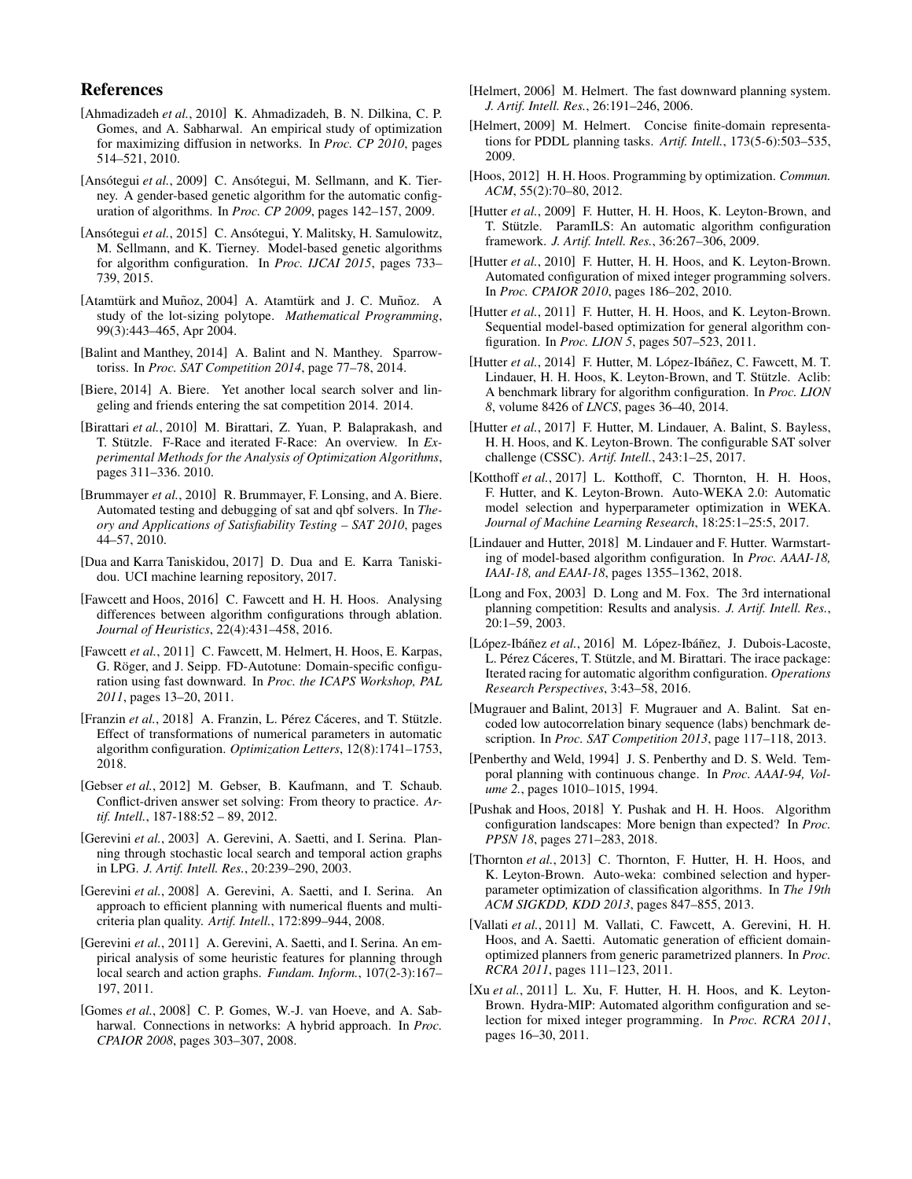## References

[Ahmadizadeh *et al.*, 2010] K. Ahmadizadeh, B. N. Dilkina, C. P. Gomes, and A. Sabharwal. An empirical study of optimization for maximizing diffusion in networks. In *Proc. CP 2010*, pages 514–521, 2010.

[Ansótegui *et al.*, 2009] C. Ansótegui, M. Sellmann, and K. Tierney. A gender-based genetic algorithm for the automatic configuration of algorithms. In *Proc. CP 2009*, pages 142–157, 2009.

[Ansótegui *et al.*, 2015] C. Ansótegui, Y. Malitsky, H. Samulowitz, M. Sellmann, and K. Tierney. Model-based genetic algorithms for algorithm configuration. In *Proc. IJCAI 2015*, pages 733–739, 2015.

[Atamtürk and Muñoz, 2004] A. Atamtürk and J. C. Muñoz. A study of the lot-sizing polytope. *Mathematical Programming*, 99(3):443–465, Apr 2004.

[Balint and Manthey, 2014] A. Balint and N. Manthey. Sparrowtoriss. In *Proc. SAT Competition 2014*, page 77–78, 2014.

[Biere, 2014] A. Biere. Yet another local search solver and lingeling and friends entering the sat competition 2014. 2014.

[Birattari *et al.*, 2010] M. Birattari, Z. Yuan, P. Balaprakash, and T. Stützle. F-Race and iterated F-Race: An overview. In *Experimental Methods for the Analysis of Optimization Algorithms*, pages 311–336. 2010.

[Brummayer *et al.*, 2010] R. Brummayer, F. Lonsing, and A. Biere. Automated testing and debugging of sat and qbf solvers. In *Theory and Applications of Satisfiability Testing – SAT 2010*, pages 44–57, 2010.

[Dua and Karra Taniskidou, 2017] D. Dua and E. Karra Taniskidou. UCI machine learning repository, 2017.

[Fawcett and Hoos, 2016] C. Fawcett and H. H. Hoos. Analysing differences between algorithm configurations through ablation. *Journal of Heuristics*, 22(4):431–458, 2016.

[Fawcett *et al.*, 2011] C. Fawcett, M. Helmert, H. Hoos, E. Karpas, G. Röger, and J. Seipp. FD-Autotune: Domain-specific configuration using fast downward. In *Proc. the ICAPS Workshop, PAL 2011*, pages 13–20, 2011.

[Franzin *et al.*, 2018] A. Franzin, L. Pérez Cáceres, and T. Stützle. Effect of transformations of numerical parameters in automatic algorithm configuration. *Optimization Letters*, 12(8):1741–1753, 2018.

[Gebser *et al.*, 2012] M. Gebser, B. Kaufmann, and T. Schaub. Conflict-driven answer set solving: From theory to practice. *Artif. Intell.*, 187-188:52 – 89, 2012.

[Gerevini *et al.*, 2003] A. Gerevini, A. Saetti, and I. Serina. Planning through stochastic local search and temporal action graphs in LPG. *J. Artif. Intell. Res.*, 20:239–290, 2003.

[Gerevini *et al.*, 2008] A. Gerevini, A. Saetti, and I. Serina. An approach to efficient planning with numerical fluents and multi-criteria plan quality. *Artif. Intell.*, 172:899–944, 2008.

[Gerevini *et al.*, 2011] A. Gerevini, A. Saetti, and I. Serina. An empirical analysis of some heuristic features for planning through local search and action graphs. *Fundam. Inform.*, 107(2-3):167–197, 2011.

[Gomes *et al.*, 2008] C. P. Gomes, W.-J. van Hoeve, and A. Sabharwal. Connections in networks: A hybrid approach. In *Proc. CPAIOR 2008*, pages 303–307, 2008.

[Helmert, 2006] M. Helmert. The fast downward planning system. *J. Artif. Intell. Res.*, 26:191–246, 2006.

[Helmert, 2009] M. Helmert. Concise finite-domain representations for PDDL planning tasks. *Artif. Intell.*, 173(5-6):503–535, 2009.

[Hoos, 2012] H. H. Hoos. Programming by optimization. *Commun. ACM*, 55(2):70–80, 2012.

[Hutter *et al.*, 2009] F. Hutter, H. H. Hoos, K. Leyton-Brown, and T. Stützle. ParamILS: An automatic algorithm configuration framework. *J. Artif. Intell. Res.*, 36:267–306, 2009.

[Hutter *et al.*, 2010] F. Hutter, H. H. Hoos, and K. Leyton-Brown. Automated configuration of mixed integer programming solvers. In *Proc. CPAIOR 2010*, pages 186–202, 2010.

[Hutter *et al.*, 2011] F. Hutter, H. H. Hoos, and K. Leyton-Brown. Sequential model-based optimization for general algorithm configuration. In *Proc. LION 5*, pages 507–523, 2011.

[Hutter *et al.*, 2014] F. Hutter, M. López-Ibáñez, C. Fawcett, M. T. Lindauer, H. H. Hoos, K. Leyton-Brown, and T. Stützle. Aclib: A benchmark library for algorithm configuration. In *Proc. LION 8*, volume 8426 of *LNCS*, pages 36–40, 2014.

[Hutter *et al.*, 2017] F. Hutter, M. Lindauer, A. Balint, S. Bayless, H. H. Hoos, and K. Leyton-Brown. The configurable SAT solver challenge (CSSC). *Artif. Intell.*, 243:1–25, 2017.

[Kotthoff *et al.*, 2017] L. Kotthoff, C. Thornton, H. H. Hoos, F. Hutter, and K. Leyton-Brown. Auto-WEKA 2.0: Automatic model selection and hyperparameter optimization in WEKA. *Journal of Machine Learning Research*, 18:25:1–25:5, 2017.

[Lindauer and Hutter, 2018] M. Lindauer and F. Hutter. Warmstarting of model-based algorithm configuration. In *Proc. AAAI-18, IAAI-18, and EAAI-18*, pages 1355–1362, 2018.

[Long and Fox, 2003] D. Long and M. Fox. The 3rd international planning competition: Results and analysis. *J. Artif. Intell. Res.*, 20:1–59, 2003.

[López-Ibáñez *et al.*, 2016] M. López-Ibáñez, J. Dubois-Lacoste, L. Pérez Cáceres, T. Stützle, and M. Birattari. The irace package: Iterated racing for automatic algorithm configuration. *Operations Research Perspectives*, 3:43–58, 2016.

[Mugrauer and Balint, 2013] F. Mugrauer and A. Balint. Sat encoded low autocorrelation binary sequence (labs) benchmark description. In *Proc. SAT Competition 2013*, page 117–118, 2013.

[Penberthy and Weld, 1994] J. S. Penberthy and D. S. Weld. Temporal planning with continuous change. In *Proc. AAAI-94, Volume 2.*, pages 1010–1015, 1994.

[Pushak and Hoos, 2018] Y. Pushak and H. H. Hoos. Algorithm configuration landscapes: More benign than expected? In *Proc. PPSN 18*, pages 271–283, 2018.

[Thornton *et al.*, 2013] C. Thornton, F. Hutter, H. H. Hoos, and K. Leyton-Brown. Auto-weka: combined selection and hyperparameter optimization of classification algorithms. In *The 19th ACM SIGKDD, KDD 2013*, pages 847–855, 2013.

[Vallati *et al.*, 2011] M. Vallati, C. Fawcett, A. Gerevini, H. H. Hoos, and A. Saetti. Automatic generation of efficient domain-optimized planners from generic parametrized planners. In *Proc. RCRA 2011*, pages 111–123, 2011.

[Xu *et al.*, 2011] L. Xu, F. Hutter, H. H. Hoos, and K. Leyton-Brown. Hydra-MIP: Automated algorithm configuration and selection for mixed integer programming. In *Proc. RCRA 2011*, pages 16–30, 2011.